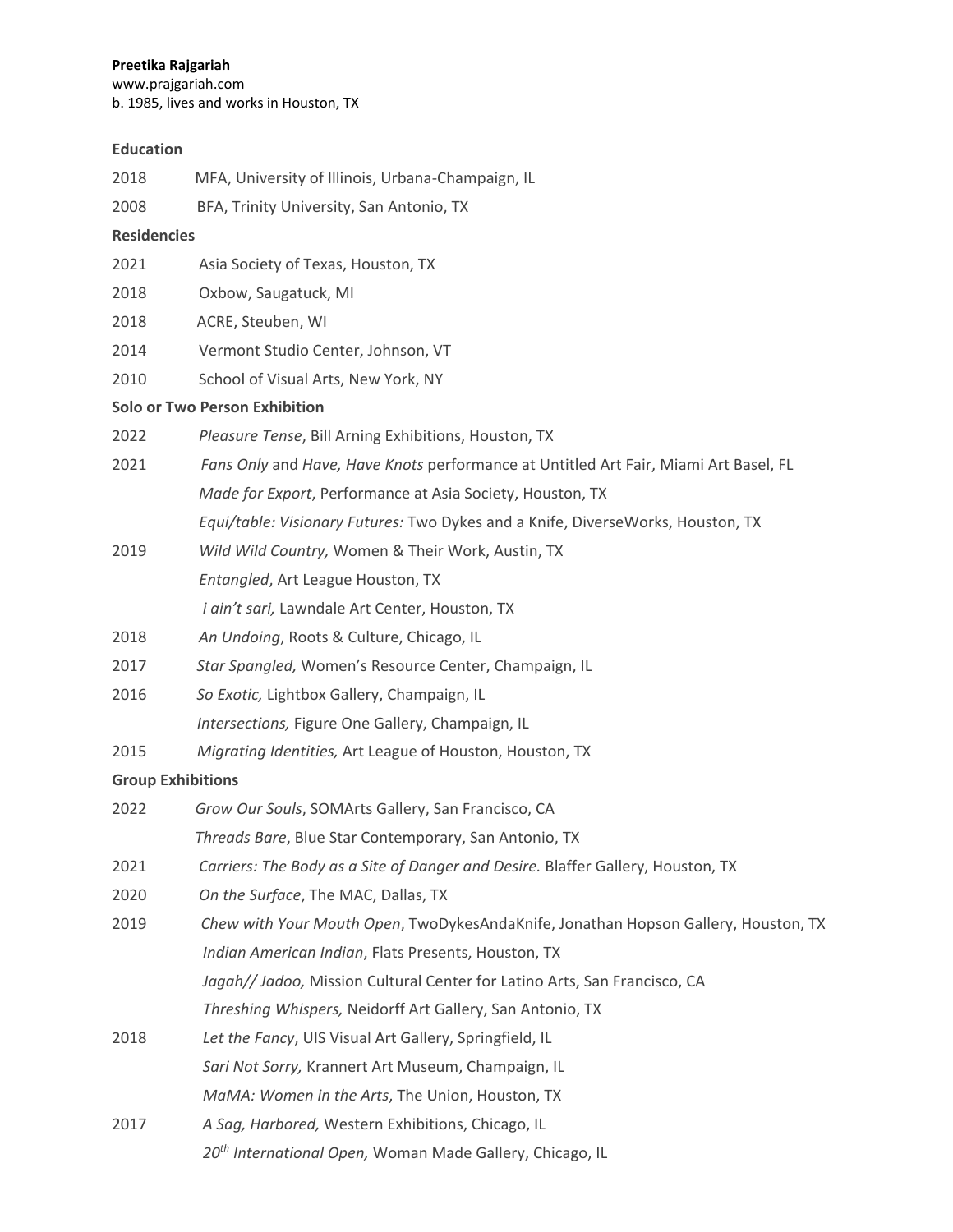**Preetika Rajgariah**
www.prajgariah.com
b. 1985, lives and works in Houston, TX

## Education

2018 MFA, University of Illinois, Urbana-Champaign, IL

2008 BFA, Trinity University, San Antonio, TX

## Residencies

2021 Asia Society of Texas, Houston, TX

2018 Oxbow, Saugatuck, MI

2018 ACRE, Steuben, WI

2014 Vermont Studio Center, Johnson, VT

2010 School of Visual Arts, New York, NY

## Solo or Two Person Exhibition

2022 *Pleasure Tense*, Bill Arning Exhibitions, Houston, TX

2021 *Fans Only* and *Have, Have Knots* performance at Untitled Art Fair, Miami Art Basel, FL
*Made for Export*, Performance at Asia Society, Houston, TX
*Equi/table: Visionary Futures:* Two Dykes and a Knife, DiverseWorks, Houston, TX

2019 *Wild Wild Country,* Women & Their Work, Austin, TX
*Entangled*, Art League Houston, TX
*i ain't sari,* Lawndale Art Center, Houston, TX

2018 *An Undoing*, Roots & Culture, Chicago, IL

2017 *Star Spangled,* Women's Resource Center, Champaign, IL

2016 *So Exotic,* Lightbox Gallery, Champaign, IL
*Intersections,* Figure One Gallery, Champaign, IL

2015 *Migrating Identities,* Art League of Houston, Houston, TX

## Group Exhibitions

2022 *Grow Our Souls*, SOMArts Gallery, San Francisco, CA
*Threads Bare*, Blue Star Contemporary, San Antonio, TX

2021 *Carriers: The Body as a Site of Danger and Desire.* Blaffer Gallery, Houston, TX

2020 *On the Surface*, The MAC, Dallas, TX

2019 *Chew with Your Mouth Open*, TwoDykesAndaKnife, Jonathan Hopson Gallery, Houston, TX
*Indian American Indian*, Flats Presents, Houston, TX
*Jagah// Jadoo,* Mission Cultural Center for Latino Arts, San Francisco, CA
*Threshing Whispers,* Neidorff Art Gallery, San Antonio, TX

2018 *Let the Fancy*, UIS Visual Art Gallery, Springfield, IL
*Sari Not Sorry,* Krannert Art Museum, Champaign, IL
*MaMA: Women in the Arts*, The Union, Houston, TX

2017 *A Sag, Harbored,* Western Exhibitions, Chicago, IL
*20th International Open,* Woman Made Gallery, Chicago, IL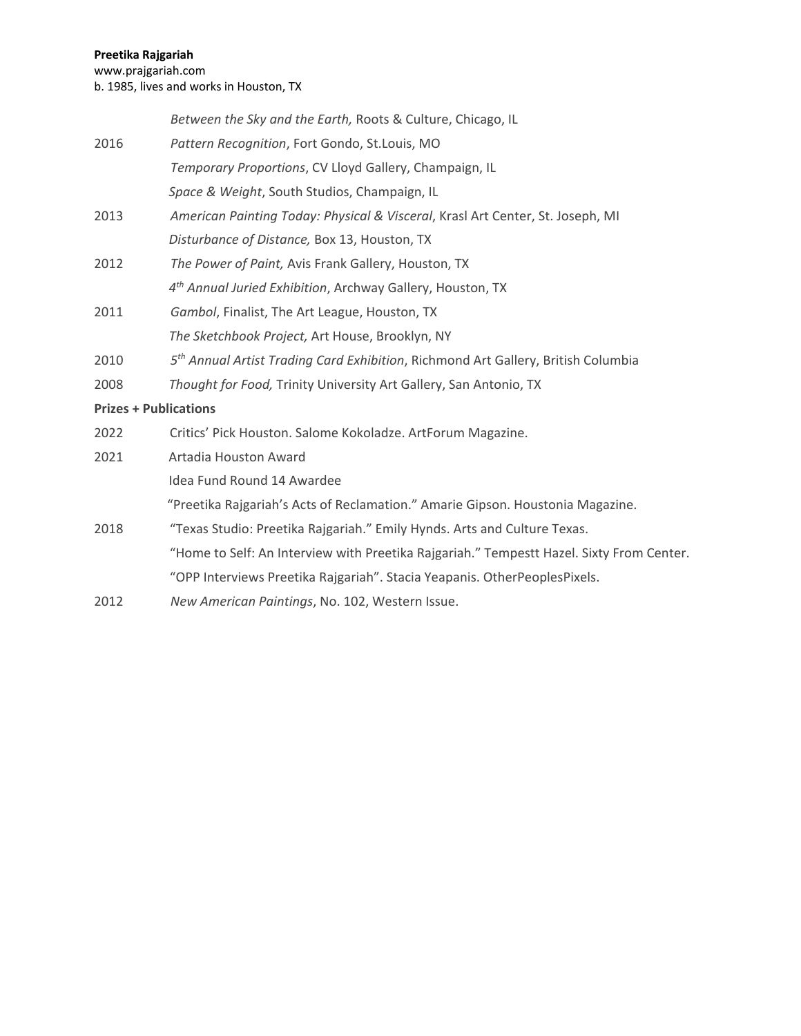**Preetika Rajgariah**
www.prajgariah.com
b. 1985, lives and works in Houston, TX

| | |
|---|---|
| | *Between the Sky and the Earth,* Roots & Culture, Chicago, IL |
| 2016 | *Pattern Recognition*, Fort Gondo, St.Louis, MO |
| | *Temporary Proportions*, CV Lloyd Gallery, Champaign, IL |
| | *Space & Weight*, South Studios, Champaign, IL |
| 2013 | *American Painting Today: Physical & Visceral*, Krasl Art Center, St. Joseph, MI |
| | *Disturbance of Distance,* Box 13, Houston, TX |
| 2012 | *The Power of Paint,* Avis Frank Gallery, Houston, TX |
| | *4th Annual Juried Exhibition*, Archway Gallery, Houston, TX |
| 2011 | *Gambol*, Finalist, The Art League, Houston, TX |
| | *The Sketchbook Project,* Art House, Brooklyn, NY |
| 2010 | *5th Annual Artist Trading Card Exhibition*, Richmond Art Gallery, British Columbia |
| 2008 | *Thought for Food,* Trinity University Art Gallery, San Antonio, TX |

**Prizes + Publications**

| | |
|---|---|
| 2022 | Critics' Pick Houston. Salome Kokoladze. ArtForum Magazine. |
| 2021 | Artadia Houston Award |
| | Idea Fund Round 14 Awardee |
| | "Preetika Rajgariah's Acts of Reclamation." Amarie Gipson. Houstonia Magazine. |
| 2018 | "Texas Studio: Preetika Rajgariah." Emily Hynds. Arts and Culture Texas. |
| | "Home to Self: An Interview with Preetika Rajgariah." Tempestt Hazel. Sixty From Center. |
| | "OPP Interviews Preetika Rajgariah". Stacia Yeapanis. OtherPeoplesPixels. |
| 2012 | *New American Paintings*, No. 102, Western Issue. |